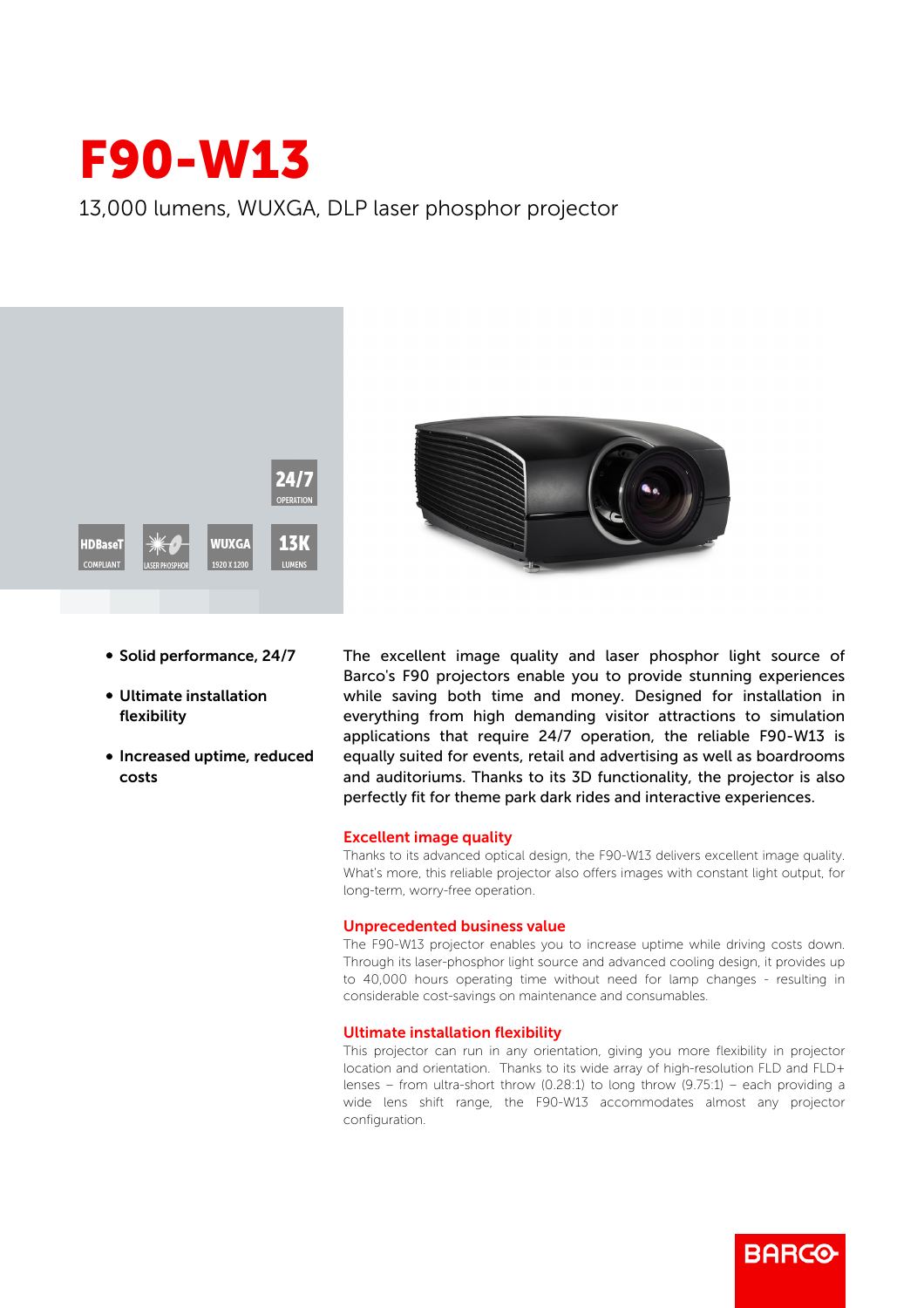# F90-W13

13,000 lumens, WUXGA, DLP laser phosphor projector

24/7 OPERATION

HDBaseT COMPLIANT | LASER PHOSPHOR | WUXGA 1920 X 1200 | 13K LUMENS

- **Solid performance, 24/7**
- **Ultimate installation flexibility**
- **Increased uptime, reduced costs**

The excellent image quality and laser phosphor light source of Barco's F90 projectors enable you to provide stunning experiences while saving both time and money. Designed for installation in everything from high demanding visitor attractions to simulation applications that require 24/7 operation, the reliable F90-W13 is equally suited for events, retail and advertising as well as boardrooms and auditoriums. Thanks to its 3D functionality, the projector is also perfectly fit for theme park dark rides and interactive experiences.

## Excellent image quality

Thanks to its advanced optical design, the F90-W13 delivers excellent image quality. What's more, this reliable projector also offers images with constant light output, for long-term, worry-free operation.

## Unprecedented business value

The F90-W13 projector enables you to increase uptime while driving costs down. Through its laser-phosphor light source and advanced cooling design, it provides up to 40,000 hours operating time without need for lamp changes - resulting in considerable cost-savings on maintenance and consumables.

## Ultimate installation flexibility

This projector can run in any orientation, giving you more flexibility in projector location and orientation. Thanks to its wide array of high-resolution FLD and FLD+ lenses – from ultra-short throw (0.28:1) to long throw (9.75:1) – each providing a wide lens shift range, the F90-W13 accommodates almost any projector configuration.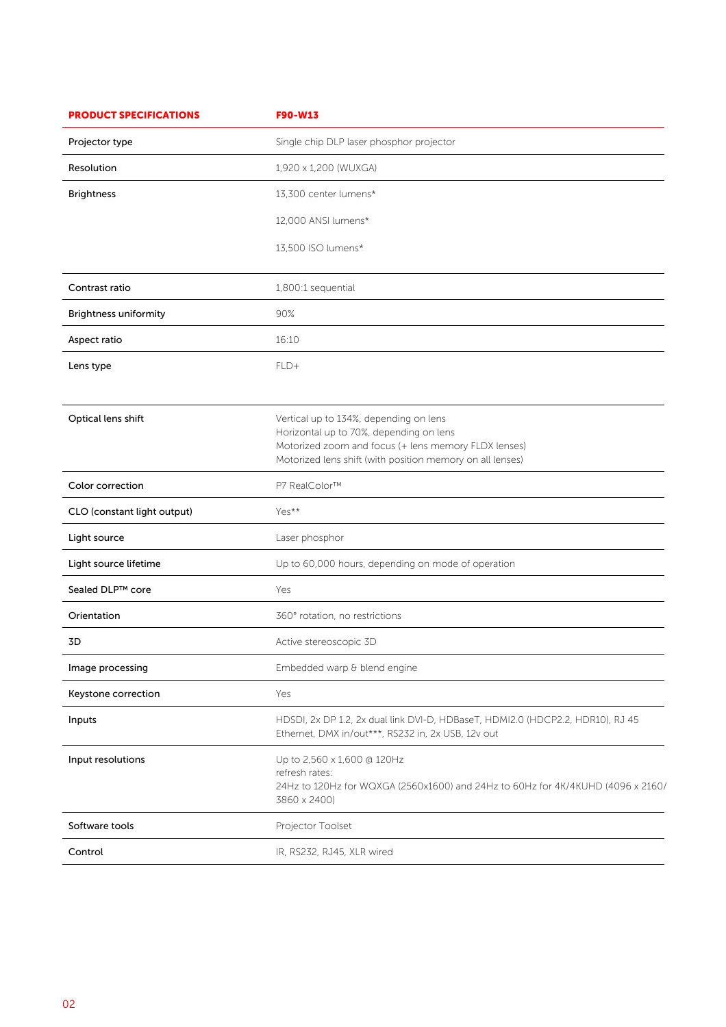| PRODUCT SPECIFICATIONS | F90-W13 |
|---|---|
| Projector type | Single chip DLP laser phosphor projector |
| Resolution | 1,920 x 1,200 (WUXGA) |
| Brightness | 13,300 center lumens*<br>12,000 ANSI lumens*<br>13,500 ISO lumens* |
| Contrast ratio | 1,800:1 sequential |
| Brightness uniformity | 90% |
| Aspect ratio | 16:10 |
| Lens type | FLD+ |
| Optical lens shift | Vertical up to 134%, depending on lens<br>Horizontal up to 70%, depending on lens<br>Motorized zoom and focus (+ lens memory FLDX lenses)<br>Motorized lens shift (with position memory on all lenses) |
| Color correction | P7 RealColor™ |
| CLO (constant light output) | Yes** |
| Light source | Laser phosphor |
| Light source lifetime | Up to 60,000 hours, depending on mode of operation |
| Sealed DLP™ core | Yes |
| Orientation | 360° rotation, no restrictions |
| 3D | Active stereoscopic 3D |
| Image processing | Embedded warp & blend engine |
| Keystone correction | Yes |
| Inputs | HDSDI, 2x DP 1.2, 2x dual link DVI-D, HDBaseT, HDMI2.0 (HDCP2.2, HDR10), RJ 45 Ethernet, DMX in/out***, RS232 in, 2x USB, 12v out |
| Input resolutions | Up to 2,560 x 1,600 @ 120Hz<br>refresh rates:<br>24Hz to 120Hz for WQXGA (2560x1600) and 24Hz to 60Hz for 4K/4KUHD (4096 x 2160/ 3860 x 2400) |
| Software tools | Projector Toolset |
| Control | IR, RS232, RJ45, XLR wired |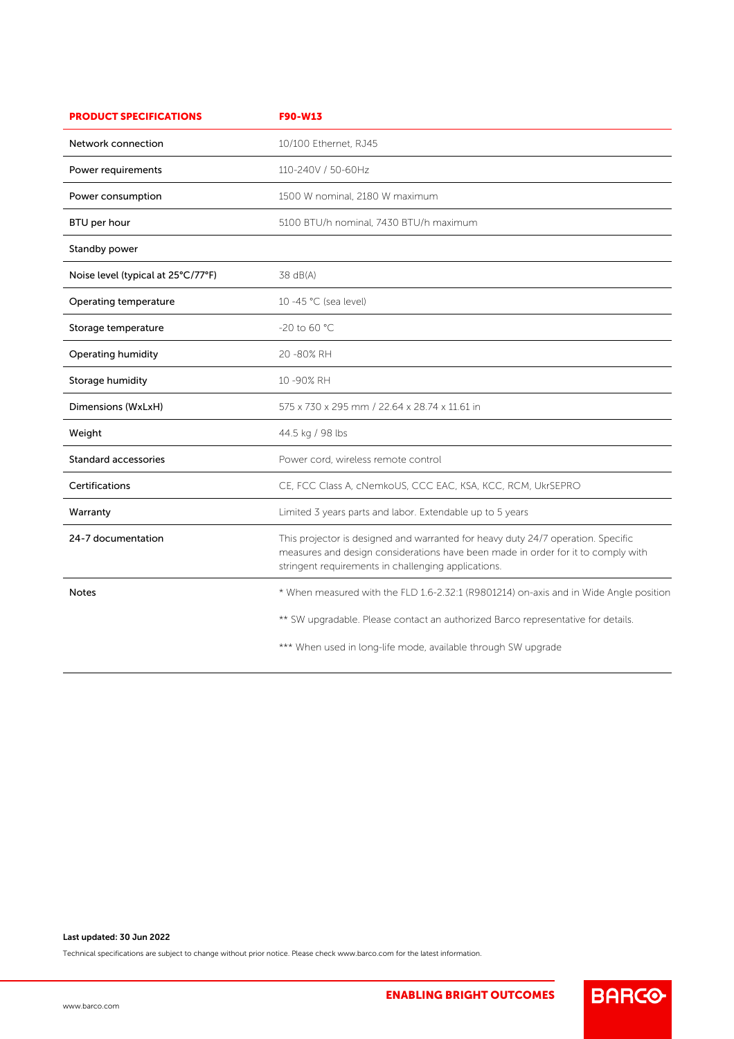| PRODUCT SPECIFICATIONS | F90-W13 |
|---|---|
| Network connection | 10/100 Ethernet, RJ45 |
| Power requirements | 110-240V / 50-60Hz |
| Power consumption | 1500 W nominal, 2180 W maximum |
| BTU per hour | 5100 BTU/h nominal, 7430 BTU/h maximum |
| Standby power | |
| Noise level (typical at 25°C/77°F) | 38 dB(A) |
| Operating temperature | 10 -45 °C (sea level) |
| Storage temperature | -20 to 60 °C |
| Operating humidity | 20 -80% RH |
| Storage humidity | 10 -90% RH |
| Dimensions (WxLxH) | 575 x 730 x 295 mm / 22.64 x 28.74 x 11.61 in |
| Weight | 44.5 kg / 98 lbs |
| Standard accessories | Power cord, wireless remote control |
| Certifications | CE, FCC Class A, cNemkoUS, CCC EAC, KSA, KCC, RCM, UkrSEPRO |
| Warranty | Limited 3 years parts and labor. Extendable up to 5 years |
| 24-7 documentation | This projector is designed and warranted for heavy duty 24/7 operation. Specific measures and design considerations have been made in order for it to comply with stringent requirements in challenging applications. |
| Notes | * When measured with the FLD 1.6-2.32:1 (R9801214) on-axis and in Wide Angle position<br><br>** SW upgradable. Please contact an authorized Barco representative for details.<br><br>*** When used in long-life mode, available through SW upgrade |

**Last updated: 30 Jun 2022**

Technical specifications are subject to change without prior notice. Please check www.barco.com for the latest information.

**ENABLING BRIGHT OUTCOMES**

BARCO

www.barco.com